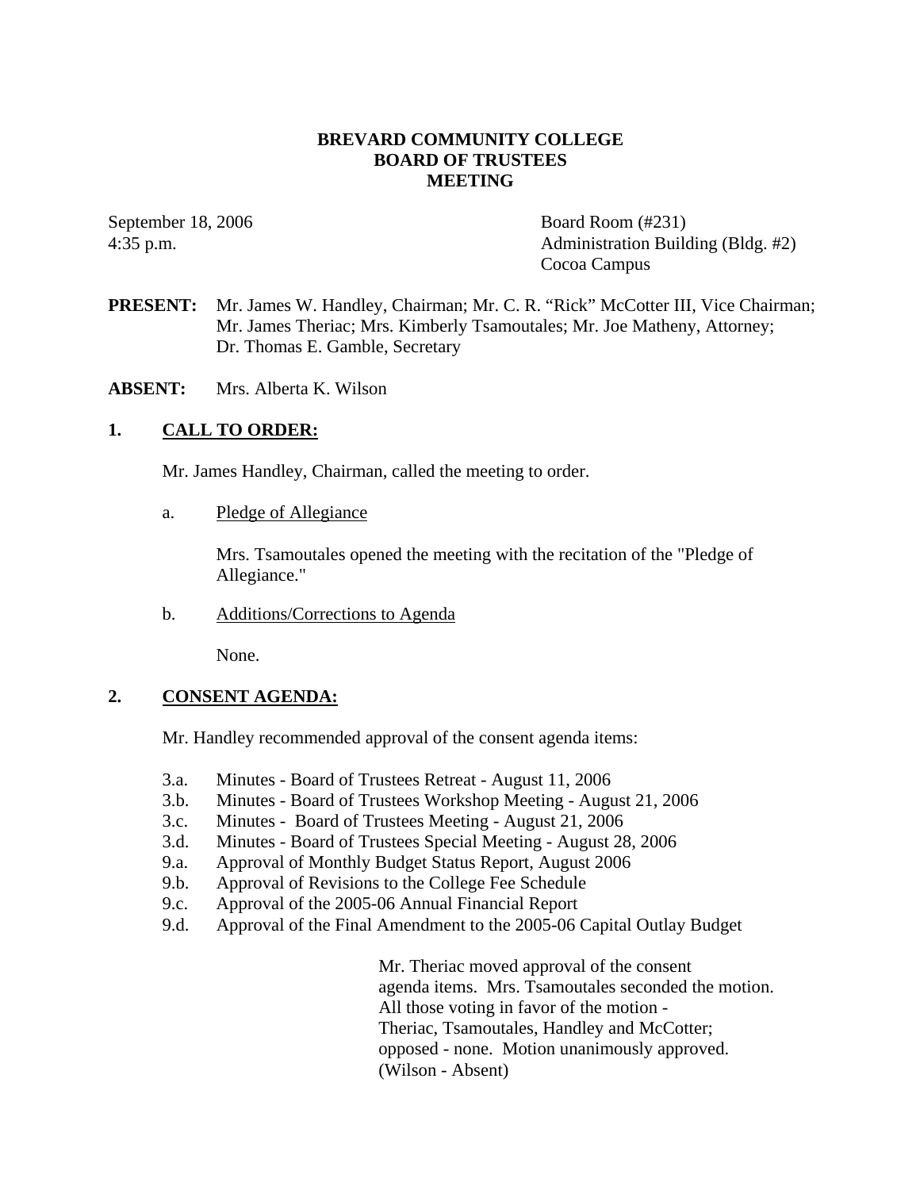# BREVARD COMMUNITY COLLEGE
# BOARD OF TRUSTEES
# MEETING

September 18, 2006
4:35 p.m.

Board Room (#231)
Administration Building (Bldg. #2)
Cocoa Campus

**PRESENT:** Mr. James W. Handley, Chairman; Mr. C. R. "Rick" McCotter III, Vice Chairman; Mr. James Theriac; Mrs. Kimberly Tsamoutales; Mr. Joe Matheny, Attorney; Dr. Thomas E. Gamble, Secretary

**ABSENT:** Mrs. Alberta K. Wilson

## 1. CALL TO ORDER:

Mr. James Handley, Chairman, called the meeting to order.

a. Pledge of Allegiance

Mrs. Tsamoutales opened the meeting with the recitation of the "Pledge of Allegiance."

b. Additions/Corrections to Agenda

None.

## 2. CONSENT AGENDA:

Mr. Handley recommended approval of the consent agenda items:

- 3.a. Minutes - Board of Trustees Retreat - August 11, 2006
- 3.b. Minutes - Board of Trustees Workshop Meeting - August 21, 2006
- 3.c. Minutes - Board of Trustees Meeting - August 21, 2006
- 3.d. Minutes - Board of Trustees Special Meeting - August 28, 2006
- 9.a. Approval of Monthly Budget Status Report, August 2006
- 9.b. Approval of Revisions to the College Fee Schedule
- 9.c. Approval of the 2005-06 Annual Financial Report
- 9.d. Approval of the Final Amendment to the 2005-06 Capital Outlay Budget

Mr. Theriac moved approval of the consent agenda items. Mrs. Tsamoutales seconded the motion. All those voting in favor of the motion - Theriac, Tsamoutales, Handley and McCotter; opposed - none. Motion unanimously approved. (Wilson - Absent)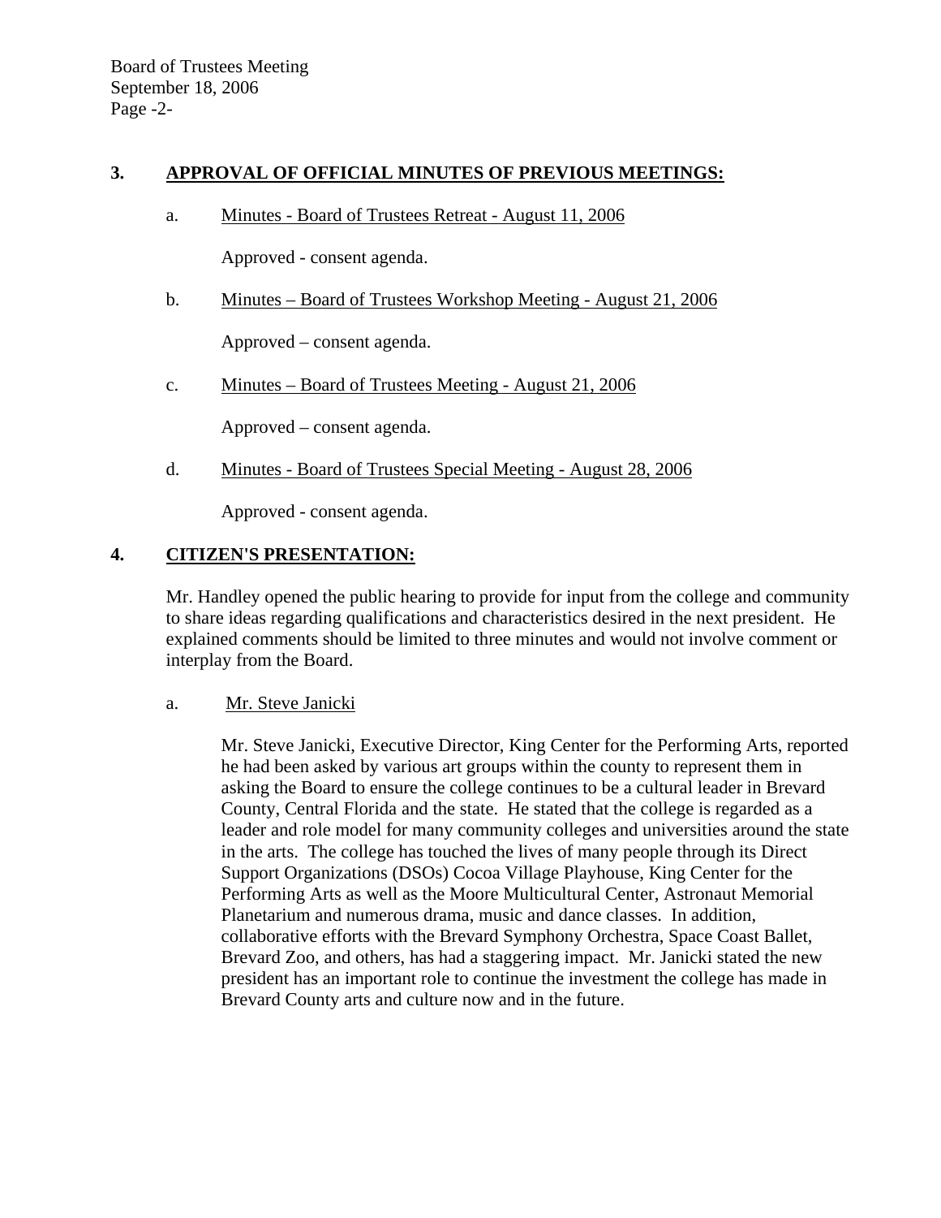## 3. APPROVAL OF OFFICIAL MINUTES OF PREVIOUS MEETINGS:

a. Minutes - Board of Trustees Retreat - August 11, 2006

Approved - consent agenda.

b. Minutes – Board of Trustees Workshop Meeting - August 21, 2006

Approved – consent agenda.

c. Minutes – Board of Trustees Meeting - August 21, 2006

Approved – consent agenda.

d. Minutes - Board of Trustees Special Meeting - August 28, 2006

Approved - consent agenda.

## 4. CITIZEN'S PRESENTATION:

Mr. Handley opened the public hearing to provide for input from the college and community to share ideas regarding qualifications and characteristics desired in the next president. He explained comments should be limited to three minutes and would not involve comment or interplay from the Board.

a. Mr. Steve Janicki

Mr. Steve Janicki, Executive Director, King Center for the Performing Arts, reported he had been asked by various art groups within the county to represent them in asking the Board to ensure the college continues to be a cultural leader in Brevard County, Central Florida and the state. He stated that the college is regarded as a leader and role model for many community colleges and universities around the state in the arts. The college has touched the lives of many people through its Direct Support Organizations (DSOs) Cocoa Village Playhouse, King Center for the Performing Arts as well as the Moore Multicultural Center, Astronaut Memorial Planetarium and numerous drama, music and dance classes. In addition, collaborative efforts with the Brevard Symphony Orchestra, Space Coast Ballet, Brevard Zoo, and others, has had a staggering impact. Mr. Janicki stated the new president has an important role to continue the investment the college has made in Brevard County arts and culture now and in the future.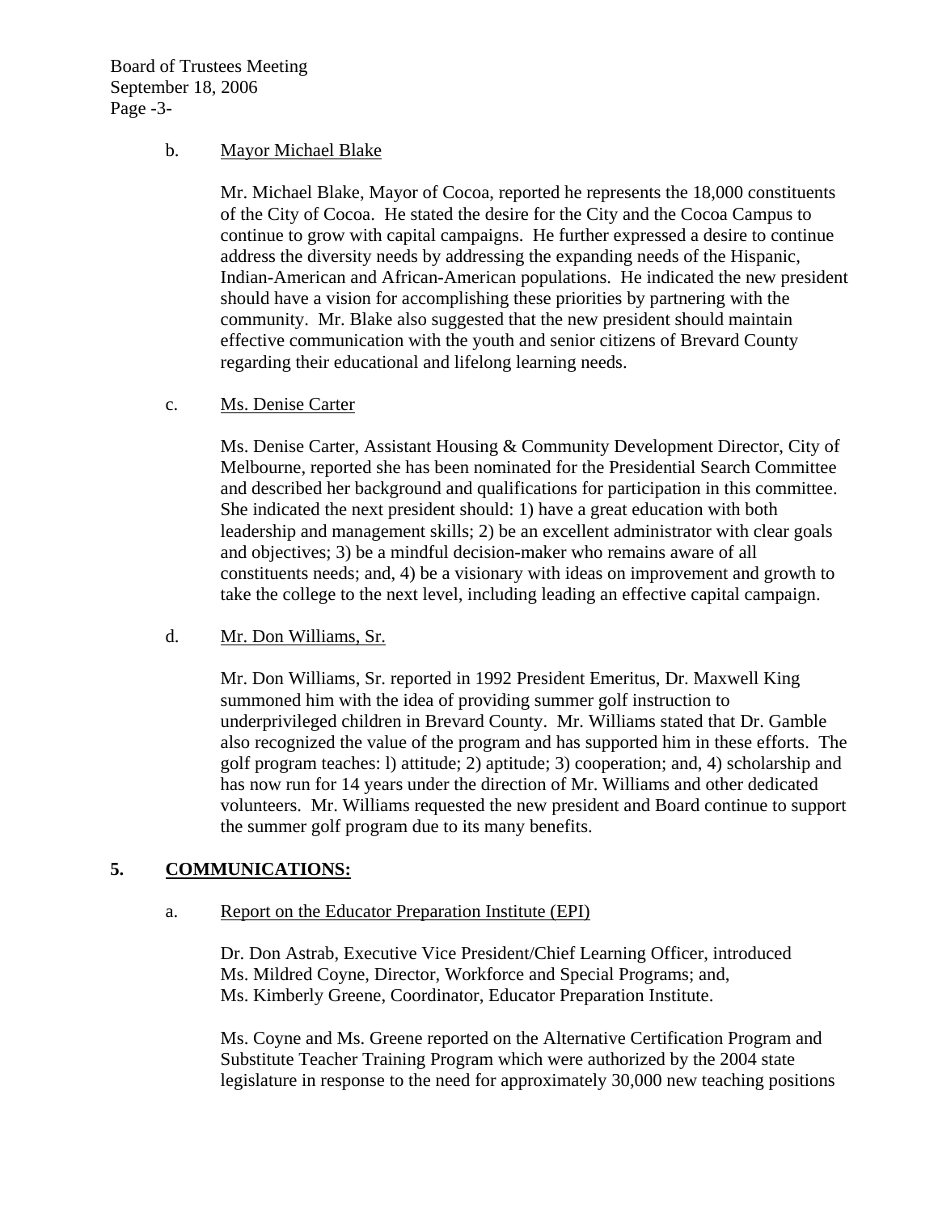b. Mayor Michael Blake

Mr. Michael Blake, Mayor of Cocoa, reported he represents the 18,000 constituents of the City of Cocoa. He stated the desire for the City and the Cocoa Campus to continue to grow with capital campaigns. He further expressed a desire to continue address the diversity needs by addressing the expanding needs of the Hispanic, Indian-American and African-American populations. He indicated the new president should have a vision for accomplishing these priorities by partnering with the community. Mr. Blake also suggested that the new president should maintain effective communication with the youth and senior citizens of Brevard County regarding their educational and lifelong learning needs.

c. Ms. Denise Carter

Ms. Denise Carter, Assistant Housing & Community Development Director, City of Melbourne, reported she has been nominated for the Presidential Search Committee and described her background and qualifications for participation in this committee. She indicated the next president should: 1) have a great education with both leadership and management skills; 2) be an excellent administrator with clear goals and objectives; 3) be a mindful decision-maker who remains aware of all constituents needs; and, 4) be a visionary with ideas on improvement and growth to take the college to the next level, including leading an effective capital campaign.

d. Mr. Don Williams, Sr.

Mr. Don Williams, Sr. reported in 1992 President Emeritus, Dr. Maxwell King summoned him with the idea of providing summer golf instruction to underprivileged children in Brevard County. Mr. Williams stated that Dr. Gamble also recognized the value of the program and has supported him in these efforts. The golf program teaches: l) attitude; 2) aptitude; 3) cooperation; and, 4) scholarship and has now run for 14 years under the direction of Mr. Williams and other dedicated volunteers. Mr. Williams requested the new president and Board continue to support the summer golf program due to its many benefits.

## 5. COMMUNICATIONS:

a. Report on the Educator Preparation Institute (EPI)

Dr. Don Astrab, Executive Vice President/Chief Learning Officer, introduced Ms. Mildred Coyne, Director, Workforce and Special Programs; and, Ms. Kimberly Greene, Coordinator, Educator Preparation Institute.

Ms. Coyne and Ms. Greene reported on the Alternative Certification Program and Substitute Teacher Training Program which were authorized by the 2004 state legislature in response to the need for approximately 30,000 new teaching positions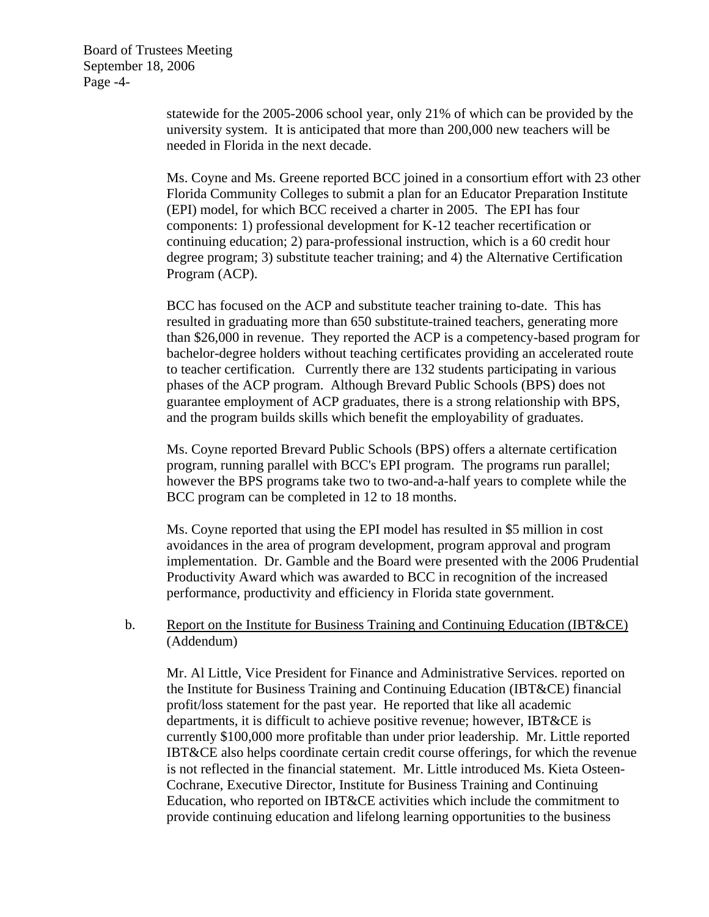statewide for the 2005-2006 school year, only 21% of which can be provided by the university system. It is anticipated that more than 200,000 new teachers will be needed in Florida in the next decade.

Ms. Coyne and Ms. Greene reported BCC joined in a consortium effort with 23 other Florida Community Colleges to submit a plan for an Educator Preparation Institute (EPI) model, for which BCC received a charter in 2005. The EPI has four components: 1) professional development for K-12 teacher recertification or continuing education; 2) para-professional instruction, which is a 60 credit hour degree program; 3) substitute teacher training; and 4) the Alternative Certification Program (ACP).

BCC has focused on the ACP and substitute teacher training to-date. This has resulted in graduating more than 650 substitute-trained teachers, generating more than $26,000 in revenue. They reported the ACP is a competency-based program for bachelor-degree holders without teaching certificates providing an accelerated route to teacher certification. Currently there are 132 students participating in various phases of the ACP program. Although Brevard Public Schools (BPS) does not guarantee employment of ACP graduates, there is a strong relationship with BPS, and the program builds skills which benefit the employability of graduates.

Ms. Coyne reported Brevard Public Schools (BPS) offers a alternate certification program, running parallel with BCC's EPI program. The programs run parallel; however the BPS programs take two to two-and-a-half years to complete while the BCC program can be completed in 12 to 18 months.

Ms. Coyne reported that using the EPI model has resulted in $5 million in cost avoidances in the area of program development, program approval and program implementation. Dr. Gamble and the Board were presented with the 2006 Prudential Productivity Award which was awarded to BCC in recognition of the increased performance, productivity and efficiency in Florida state government.

b. Report on the Institute for Business Training and Continuing Education (IBT&CE) (Addendum)

Mr. Al Little, Vice President for Finance and Administrative Services. reported on the Institute for Business Training and Continuing Education (IBT&CE) financial profit/loss statement for the past year. He reported that like all academic departments, it is difficult to achieve positive revenue; however, IBT&CE is currently $100,000 more profitable than under prior leadership. Mr. Little reported IBT&CE also helps coordinate certain credit course offerings, for which the revenue is not reflected in the financial statement. Mr. Little introduced Ms. Kieta Osteen-Cochrane, Executive Director, Institute for Business Training and Continuing Education, who reported on IBT&CE activities which include the commitment to provide continuing education and lifelong learning opportunities to the business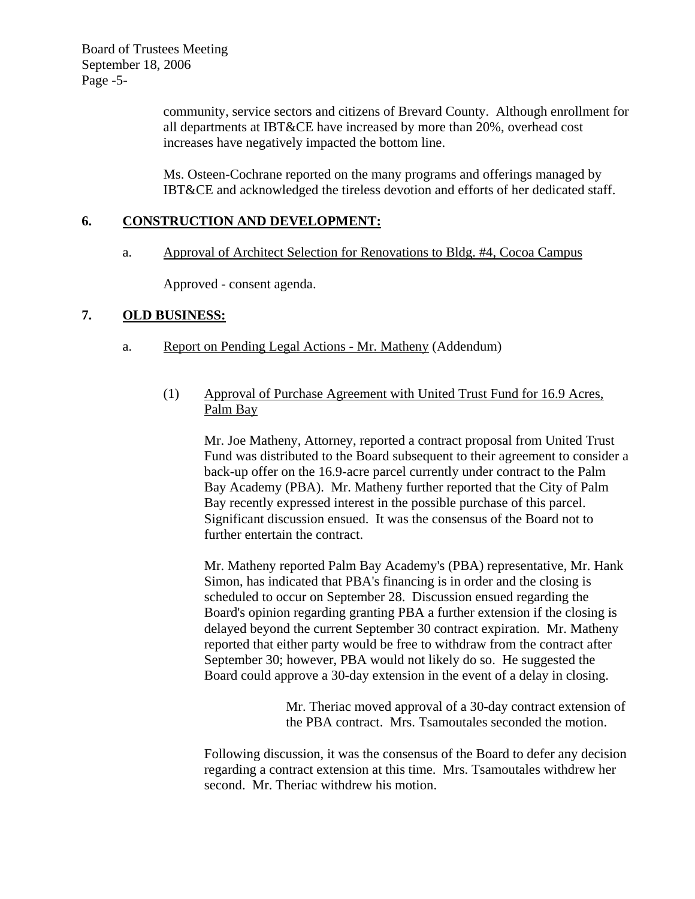community, service sectors and citizens of Brevard County. Although enrollment for all departments at IBT&CE have increased by more than 20%, overhead cost increases have negatively impacted the bottom line.

Ms. Osteen-Cochrane reported on the many programs and offerings managed by IBT&CE and acknowledged the tireless devotion and efforts of her dedicated staff.

## 6. CONSTRUCTION AND DEVELOPMENT:

a. Approval of Architect Selection for Renovations to Bldg. #4, Cocoa Campus

Approved - consent agenda.

## 7. OLD BUSINESS:

a. Report on Pending Legal Actions - Mr. Matheny (Addendum)

(1) Approval of Purchase Agreement with United Trust Fund for 16.9 Acres, Palm Bay

Mr. Joe Matheny, Attorney, reported a contract proposal from United Trust Fund was distributed to the Board subsequent to their agreement to consider a back-up offer on the 16.9-acre parcel currently under contract to the Palm Bay Academy (PBA). Mr. Matheny further reported that the City of Palm Bay recently expressed interest in the possible purchase of this parcel. Significant discussion ensued. It was the consensus of the Board not to further entertain the contract.

Mr. Matheny reported Palm Bay Academy's (PBA) representative, Mr. Hank Simon, has indicated that PBA's financing is in order and the closing is scheduled to occur on September 28. Discussion ensued regarding the Board's opinion regarding granting PBA a further extension if the closing is delayed beyond the current September 30 contract expiration. Mr. Matheny reported that either party would be free to withdraw from the contract after September 30; however, PBA would not likely do so. He suggested the Board could approve a 30-day extension in the event of a delay in closing.

> Mr. Theriac moved approval of a 30-day contract extension of the PBA contract. Mrs. Tsamoutales seconded the motion.

Following discussion, it was the consensus of the Board to defer any decision regarding a contract extension at this time. Mrs. Tsamoutales withdrew her second. Mr. Theriac withdrew his motion.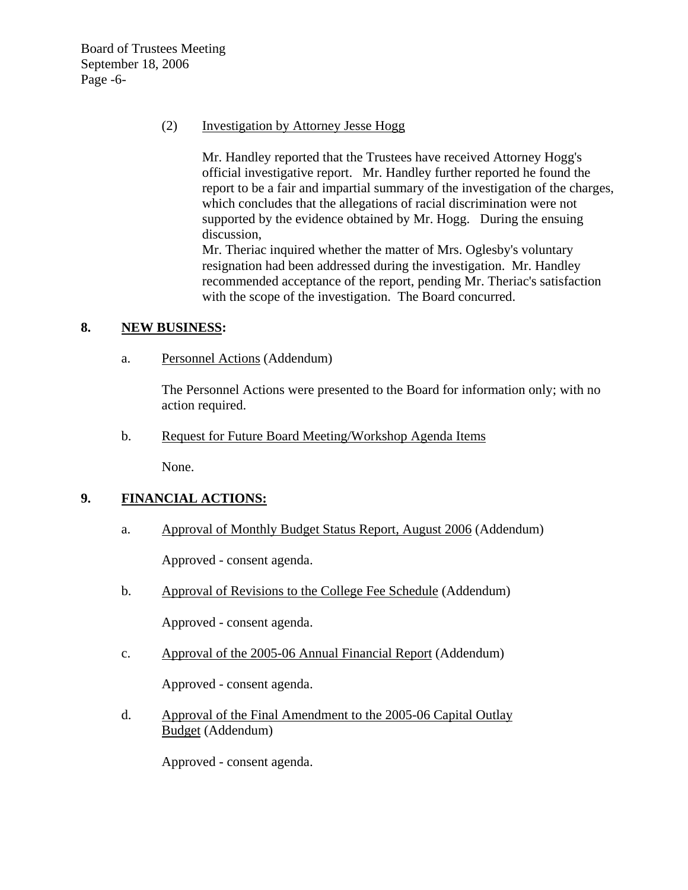(2) <u>Investigation by Attorney Jesse Hogg</u>

Mr. Handley reported that the Trustees have received Attorney Hogg's official investigative report. Mr. Handley further reported he found the report to be a fair and impartial summary of the investigation of the charges, which concludes that the allegations of racial discrimination were not supported by the evidence obtained by Mr. Hogg. During the ensuing discussion,
Mr. Theriac inquired whether the matter of Mrs. Oglesby's voluntary resignation had been addressed during the investigation. Mr. Handley recommended acceptance of the report, pending Mr. Theriac's satisfaction with the scope of the investigation. The Board concurred.

## 8. NEW BUSINESS:

a. <u>Personnel Actions</u> (Addendum)

The Personnel Actions were presented to the Board for information only; with no action required.

b. <u>Request for Future Board Meeting/Workshop Agenda Items</u>

None.

## 9. FINANCIAL ACTIONS:

a. <u>Approval of Monthly Budget Status Report, August 2006</u> (Addendum)

Approved - consent agenda.

b. <u>Approval of Revisions to the College Fee Schedule</u> (Addendum)

Approved - consent agenda.

c. <u>Approval of the 2005-06 Annual Financial Report</u> (Addendum)

Approved - consent agenda.

d. <u>Approval of the Final Amendment to the 2005-06 Capital Outlay Budget</u> (Addendum)

Approved - consent agenda.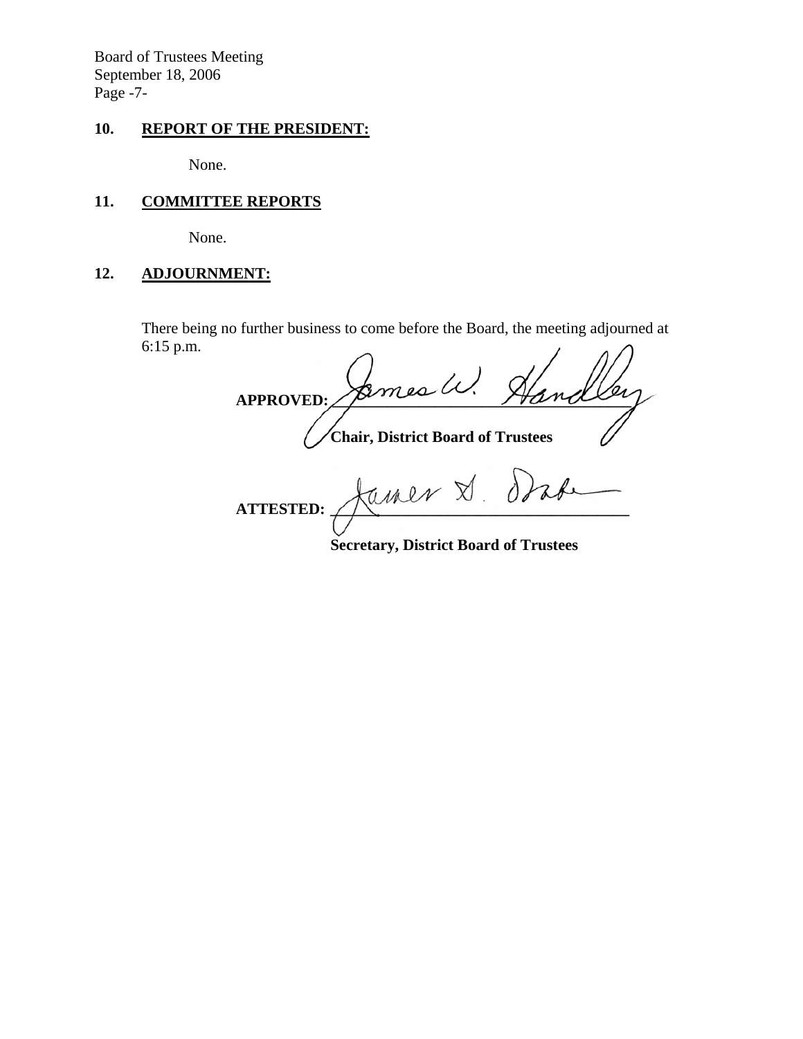## 10. REPORT OF THE PRESIDENT:

None.

## 11. COMMITTEE REPORTS

None.

## 12. ADJOURNMENT:

There being no further business to come before the Board, the meeting adjourned at 6:15 p.m.

**APPROVED:** James W. Handley

**Chair, District Board of Trustees**

**ATTESTED:** James D. Drake

**Secretary, District Board of Trustees**